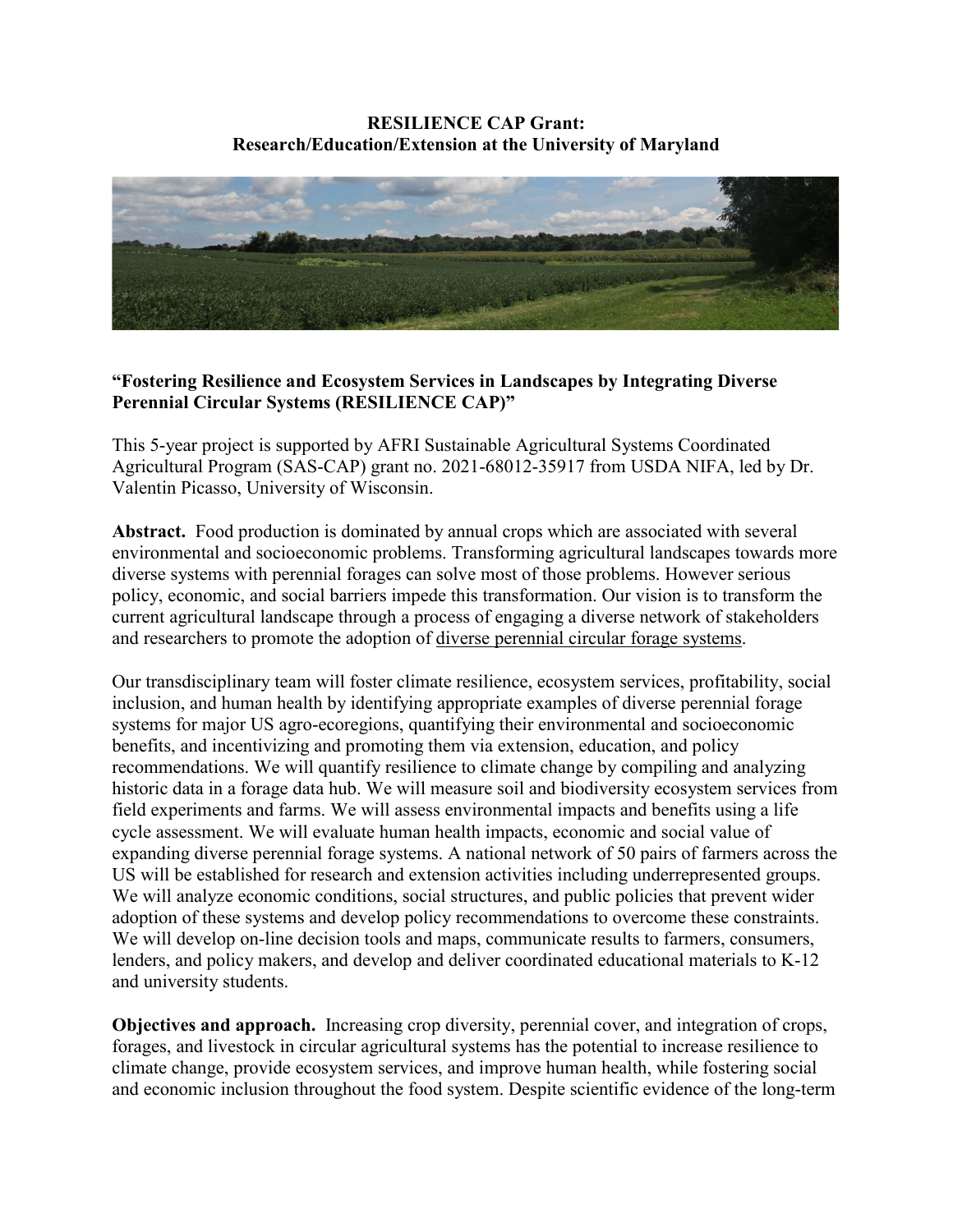**RESILIENCE CAP Grant:**
**Research/Education/Extension at the University of Maryland**

**"Fostering Resilience and Ecosystem Services in Landscapes by Integrating Diverse Perennial Circular Systems (RESILIENCE CAP)"**

This 5-year project is supported by AFRI Sustainable Agricultural Systems Coordinated Agricultural Program (SAS-CAP) grant no. 2021-68012-35917 from USDA NIFA, led by Dr. Valentin Picasso, University of Wisconsin.

**Abstract.** Food production is dominated by annual crops which are associated with several environmental and socioeconomic problems. Transforming agricultural landscapes towards more diverse systems with perennial forages can solve most of those problems. However serious policy, economic, and social barriers impede this transformation. Our vision is to transform the current agricultural landscape through a process of engaging a diverse network of stakeholders and researchers to promote the adoption of diverse perennial circular forage systems.

Our transdisciplinary team will foster climate resilience, ecosystem services, profitability, social inclusion, and human health by identifying appropriate examples of diverse perennial forage systems for major US agro-ecoregions, quantifying their environmental and socioeconomic benefits, and incentivizing and promoting them via extension, education, and policy recommendations. We will quantify resilience to climate change by compiling and analyzing historic data in a forage data hub. We will measure soil and biodiversity ecosystem services from field experiments and farms. We will assess environmental impacts and benefits using a life cycle assessment. We will evaluate human health impacts, economic and social value of expanding diverse perennial forage systems. A national network of 50 pairs of farmers across the US will be established for research and extension activities including underrepresented groups. We will analyze economic conditions, social structures, and public policies that prevent wider adoption of these systems and develop policy recommendations to overcome these constraints. We will develop on-line decision tools and maps, communicate results to farmers, consumers, lenders, and policy makers, and develop and deliver coordinated educational materials to K-12 and university students.

**Objectives and approach.** Increasing crop diversity, perennial cover, and integration of crops, forages, and livestock in circular agricultural systems has the potential to increase resilience to climate change, provide ecosystem services, and improve human health, while fostering social and economic inclusion throughout the food system. Despite scientific evidence of the long-term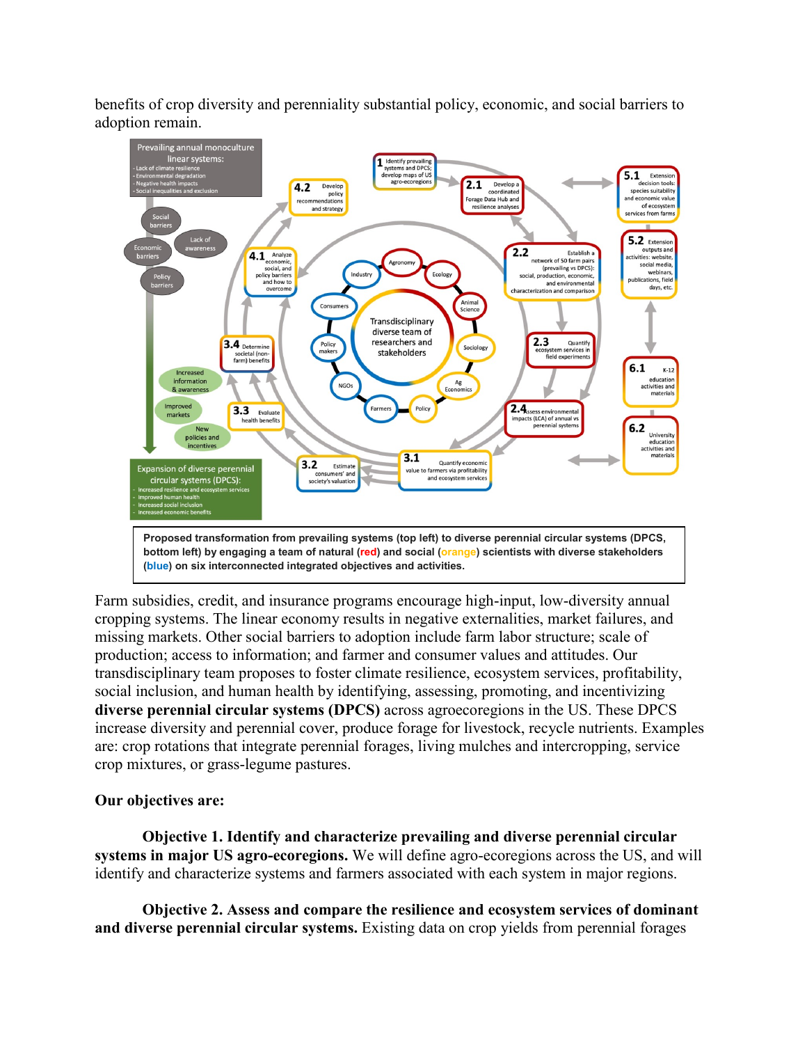benefits of crop diversity and perenniality substantial policy, economic, and social barriers to adoption remain.

**Proposed transformation from prevailing systems (top left) to diverse perennial circular systems (DPCS, bottom left) by engaging a team of natural (red) and social (orange) scientists with diverse stakeholders (blue) on six interconnected integrated objectives and activities.**

Farm subsidies, credit, and insurance programs encourage high-input, low-diversity annual cropping systems. The linear economy results in negative externalities, market failures, and missing markets. Other social barriers to adoption include farm labor structure; scale of production; access to information; and farmer and consumer values and attitudes. Our transdisciplinary team proposes to foster climate resilience, ecosystem services, profitability, social inclusion, and human health by identifying, assessing, promoting, and incentivizing **diverse perennial circular systems (DPCS)** across agroecoregions in the US. These DPCS increase diversity and perennial cover, produce forage for livestock, recycle nutrients. Examples are: crop rotations that integrate perennial forages, living mulches and intercropping, service crop mixtures, or grass-legume pastures.

**Our objectives are:**

**Objective 1. Identify and characterize prevailing and diverse perennial circular systems in major US agro-ecoregions.** We will define agro-ecoregions across the US, and will identify and characterize systems and farmers associated with each system in major regions.

**Objective 2. Assess and compare the resilience and ecosystem services of dominant and diverse perennial circular systems.** Existing data on crop yields from perennial forages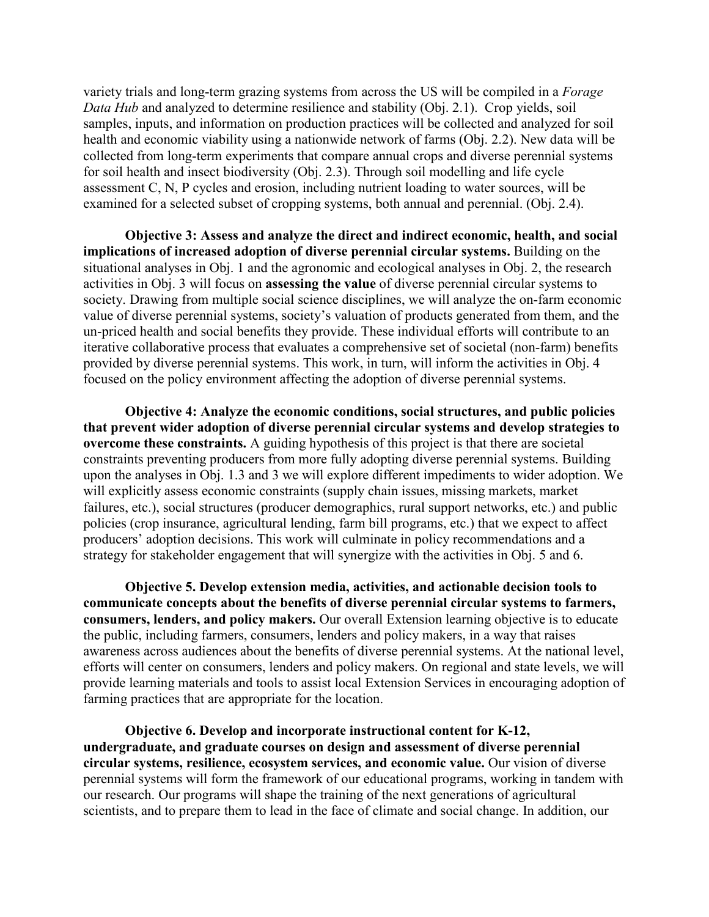variety trials and long-term grazing systems from across the US will be compiled in a *Forage Data Hub* and analyzed to determine resilience and stability (Obj. 2.1). Crop yields, soil samples, inputs, and information on production practices will be collected and analyzed for soil health and economic viability using a nationwide network of farms (Obj. 2.2). New data will be collected from long-term experiments that compare annual crops and diverse perennial systems for soil health and insect biodiversity (Obj. 2.3). Through soil modelling and life cycle assessment C, N, P cycles and erosion, including nutrient loading to water sources, will be examined for a selected subset of cropping systems, both annual and perennial. (Obj. 2.4).

**Objective 3: Assess and analyze the direct and indirect economic, health, and social implications of increased adoption of diverse perennial circular systems.** Building on the situational analyses in Obj. 1 and the agronomic and ecological analyses in Obj. 2, the research activities in Obj. 3 will focus on **assessing the value** of diverse perennial circular systems to society. Drawing from multiple social science disciplines, we will analyze the on-farm economic value of diverse perennial systems, society's valuation of products generated from them, and the un-priced health and social benefits they provide. These individual efforts will contribute to an iterative collaborative process that evaluates a comprehensive set of societal (non-farm) benefits provided by diverse perennial systems. This work, in turn, will inform the activities in Obj. 4 focused on the policy environment affecting the adoption of diverse perennial systems.

**Objective 4: Analyze the economic conditions, social structures, and public policies that prevent wider adoption of diverse perennial circular systems and develop strategies to overcome these constraints.** A guiding hypothesis of this project is that there are societal constraints preventing producers from more fully adopting diverse perennial systems. Building upon the analyses in Obj. 1.3 and 3 we will explore different impediments to wider adoption. We will explicitly assess economic constraints (supply chain issues, missing markets, market failures, etc.), social structures (producer demographics, rural support networks, etc.) and public policies (crop insurance, agricultural lending, farm bill programs, etc.) that we expect to affect producers' adoption decisions. This work will culminate in policy recommendations and a strategy for stakeholder engagement that will synergize with the activities in Obj. 5 and 6.

**Objective 5. Develop extension media, activities, and actionable decision tools to communicate concepts about the benefits of diverse perennial circular systems to farmers, consumers, lenders, and policy makers.** Our overall Extension learning objective is to educate the public, including farmers, consumers, lenders and policy makers, in a way that raises awareness across audiences about the benefits of diverse perennial systems. At the national level, efforts will center on consumers, lenders and policy makers. On regional and state levels, we will provide learning materials and tools to assist local Extension Services in encouraging adoption of farming practices that are appropriate for the location.

**Objective 6. Develop and incorporate instructional content for K-12, undergraduate, and graduate courses on design and assessment of diverse perennial circular systems, resilience, ecosystem services, and economic value.** Our vision of diverse perennial systems will form the framework of our educational programs, working in tandem with our research. Our programs will shape the training of the next generations of agricultural scientists, and to prepare them to lead in the face of climate and social change. In addition, our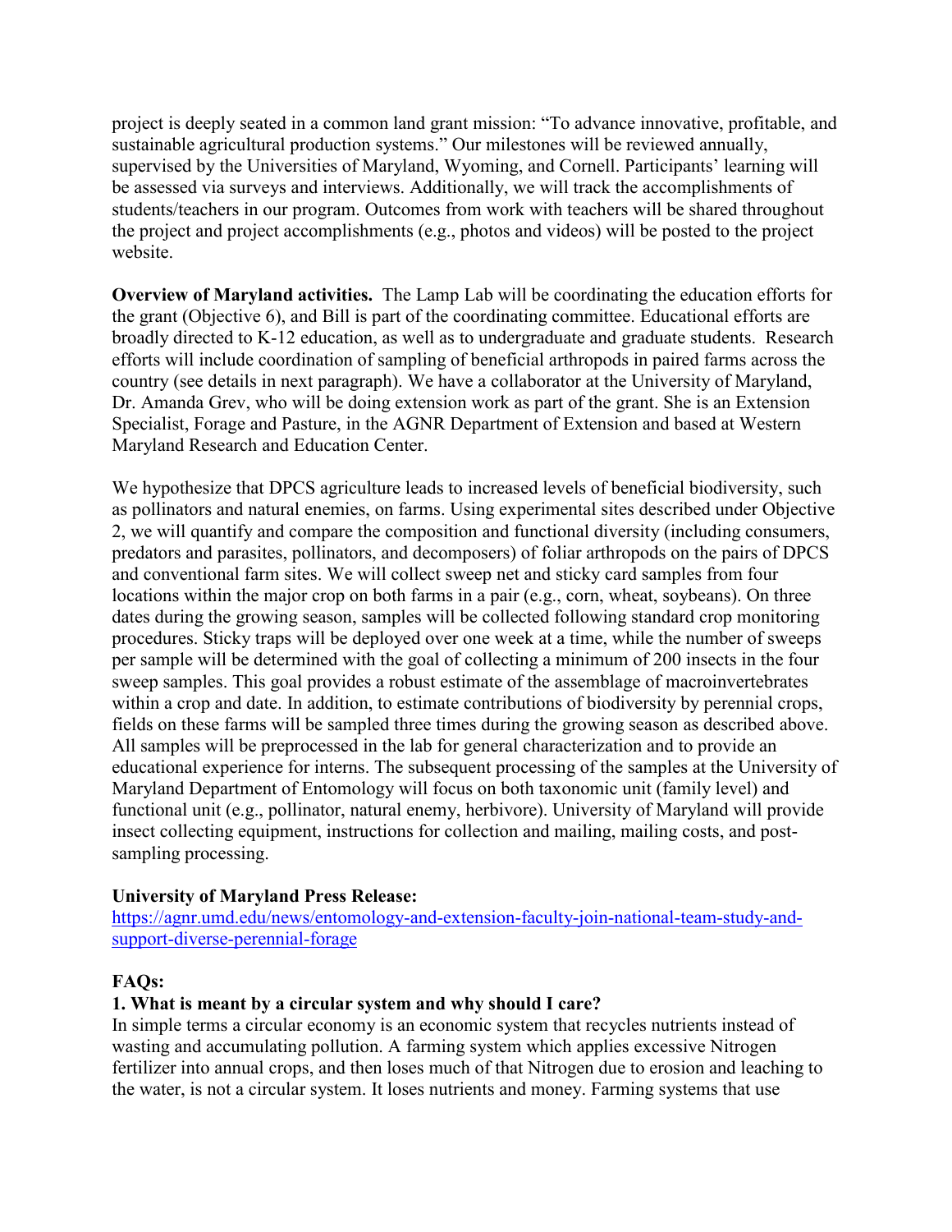project is deeply seated in a common land grant mission: "To advance innovative, profitable, and sustainable agricultural production systems." Our milestones will be reviewed annually, supervised by the Universities of Maryland, Wyoming, and Cornell. Participants' learning will be assessed via surveys and interviews. Additionally, we will track the accomplishments of students/teachers in our program. Outcomes from work with teachers will be shared throughout the project and project accomplishments (e.g., photos and videos) will be posted to the project website.

**Overview of Maryland activities.** The Lamp Lab will be coordinating the education efforts for the grant (Objective 6), and Bill is part of the coordinating committee. Educational efforts are broadly directed to K-12 education, as well as to undergraduate and graduate students. Research efforts will include coordination of sampling of beneficial arthropods in paired farms across the country (see details in next paragraph). We have a collaborator at the University of Maryland, Dr. Amanda Grev, who will be doing extension work as part of the grant. She is an Extension Specialist, Forage and Pasture, in the AGNR Department of Extension and based at Western Maryland Research and Education Center.

We hypothesize that DPCS agriculture leads to increased levels of beneficial biodiversity, such as pollinators and natural enemies, on farms. Using experimental sites described under Objective 2, we will quantify and compare the composition and functional diversity (including consumers, predators and parasites, pollinators, and decomposers) of foliar arthropods on the pairs of DPCS and conventional farm sites. We will collect sweep net and sticky card samples from four locations within the major crop on both farms in a pair (e.g., corn, wheat, soybeans). On three dates during the growing season, samples will be collected following standard crop monitoring procedures. Sticky traps will be deployed over one week at a time, while the number of sweeps per sample will be determined with the goal of collecting a minimum of 200 insects in the four sweep samples. This goal provides a robust estimate of the assemblage of macroinvertebrates within a crop and date. In addition, to estimate contributions of biodiversity by perennial crops, fields on these farms will be sampled three times during the growing season as described above. All samples will be preprocessed in the lab for general characterization and to provide an educational experience for interns. The subsequent processing of the samples at the University of Maryland Department of Entomology will focus on both taxonomic unit (family level) and functional unit (e.g., pollinator, natural enemy, herbivore). University of Maryland will provide insect collecting equipment, instructions for collection and mailing, mailing costs, and post-sampling processing.

**University of Maryland Press Release:**
[https://agnr.umd.edu/news/entomology-and-extension-faculty-join-national-team-study-and-support-diverse-perennial-forage](https://agnr.umd.edu/news/entomology-and-extension-faculty-join-national-team-study-and-support-diverse-perennial-forage)

**FAQs:**

**1. What is meant by a circular system and why should I care?**

In simple terms a circular economy is an economic system that recycles nutrients instead of wasting and accumulating pollution. A farming system which applies excessive Nitrogen fertilizer into annual crops, and then loses much of that Nitrogen due to erosion and leaching to the water, is not a circular system. It loses nutrients and money. Farming systems that use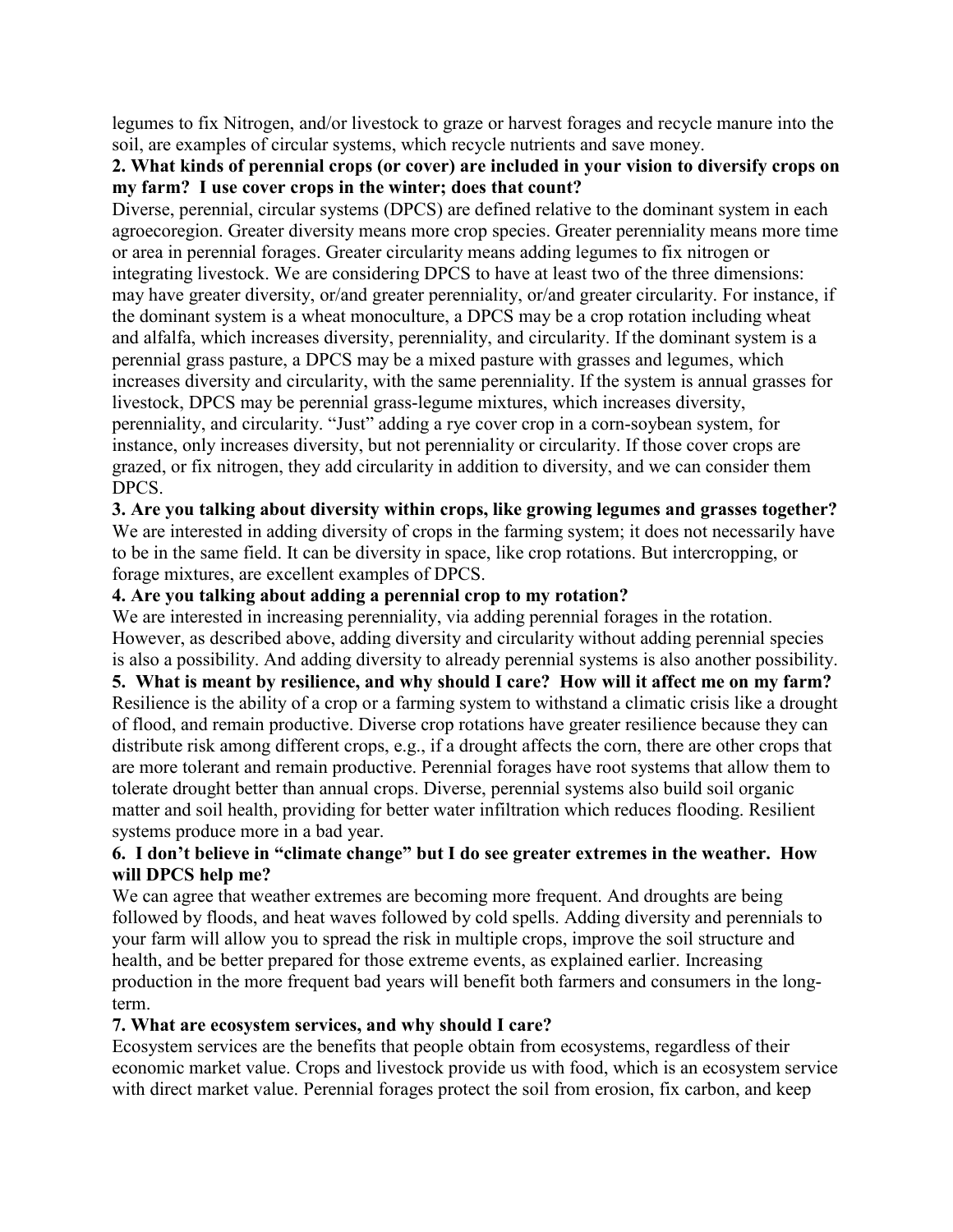legumes to fix Nitrogen, and/or livestock to graze or harvest forages and recycle manure into the soil, are examples of circular systems, which recycle nutrients and save money.

**2. What kinds of perennial crops (or cover) are included in your vision to diversify crops on my farm? I use cover crops in the winter; does that count?**

Diverse, perennial, circular systems (DPCS) are defined relative to the dominant system in each agroecoregion. Greater diversity means more crop species. Greater perenniality means more time or area in perennial forages. Greater circularity means adding legumes to fix nitrogen or integrating livestock. We are considering DPCS to have at least two of the three dimensions: may have greater diversity, or/and greater perenniality, or/and greater circularity. For instance, if the dominant system is a wheat monoculture, a DPCS may be a crop rotation including wheat and alfalfa, which increases diversity, perenniality, and circularity. If the dominant system is a perennial grass pasture, a DPCS may be a mixed pasture with grasses and legumes, which increases diversity and circularity, with the same perenniality. If the system is annual grasses for livestock, DPCS may be perennial grass-legume mixtures, which increases diversity, perenniality, and circularity. "Just" adding a rye cover crop in a corn-soybean system, for instance, only increases diversity, but not perenniality or circularity. If those cover crops are grazed, or fix nitrogen, they add circularity in addition to diversity, and we can consider them DPCS.

**3. Are you talking about diversity within crops, like growing legumes and grasses together?**

We are interested in adding diversity of crops in the farming system; it does not necessarily have to be in the same field. It can be diversity in space, like crop rotations. But intercropping, or forage mixtures, are excellent examples of DPCS.

**4. Are you talking about adding a perennial crop to my rotation?**

We are interested in increasing perenniality, via adding perennial forages in the rotation. However, as described above, adding diversity and circularity without adding perennial species is also a possibility. And adding diversity to already perennial systems is also another possibility.

**5. What is meant by resilience, and why should I care? How will it affect me on my farm?**

Resilience is the ability of a crop or a farming system to withstand a climatic crisis like a drought of flood, and remain productive. Diverse crop rotations have greater resilience because they can distribute risk among different crops, e.g., if a drought affects the corn, there are other crops that are more tolerant and remain productive. Perennial forages have root systems that allow them to tolerate drought better than annual crops. Diverse, perennial systems also build soil organic matter and soil health, providing for better water infiltration which reduces flooding. Resilient systems produce more in a bad year.

**6. I don't believe in "climate change" but I do see greater extremes in the weather. How will DPCS help me?**

We can agree that weather extremes are becoming more frequent. And droughts are being followed by floods, and heat waves followed by cold spells. Adding diversity and perennials to your farm will allow you to spread the risk in multiple crops, improve the soil structure and health, and be better prepared for those extreme events, as explained earlier. Increasing production in the more frequent bad years will benefit both farmers and consumers in the long-term.

**7. What are ecosystem services, and why should I care?**

Ecosystem services are the benefits that people obtain from ecosystems, regardless of their economic market value. Crops and livestock provide us with food, which is an ecosystem service with direct market value. Perennial forages protect the soil from erosion, fix carbon, and keep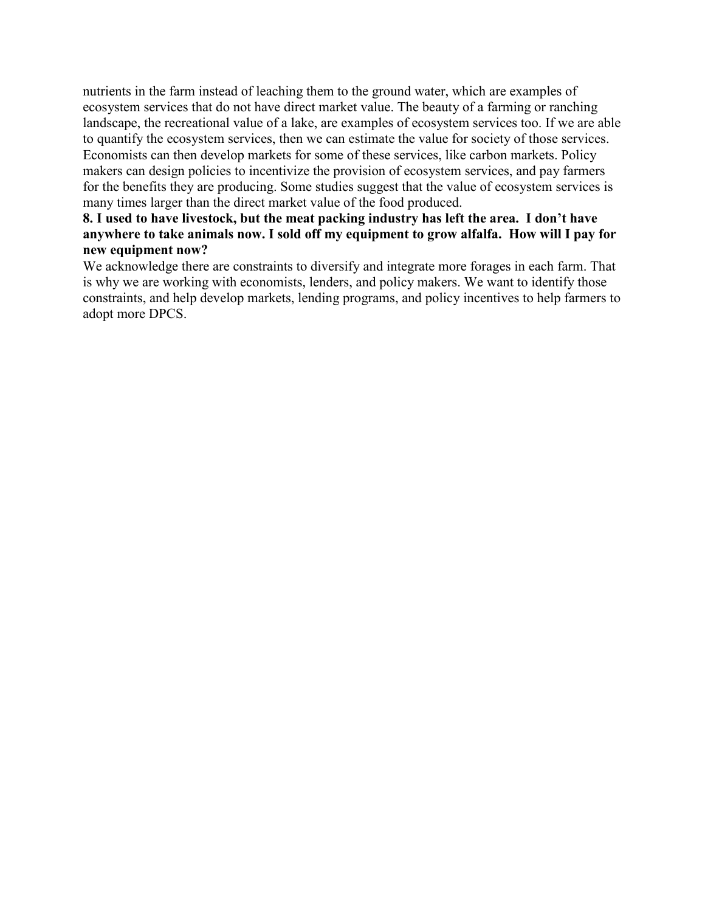nutrients in the farm instead of leaching them to the ground water, which are examples of ecosystem services that do not have direct market value. The beauty of a farming or ranching landscape, the recreational value of a lake, are examples of ecosystem services too. If we are able to quantify the ecosystem services, then we can estimate the value for society of those services. Economists can then develop markets for some of these services, like carbon markets. Policy makers can design policies to incentivize the provision of ecosystem services, and pay farmers for the benefits they are producing. Some studies suggest that the value of ecosystem services is many times larger than the direct market value of the food produced.

**8. I used to have livestock, but the meat packing industry has left the area. I don't have anywhere to take animals now. I sold off my equipment to grow alfalfa. How will I pay for new equipment now?**

We acknowledge there are constraints to diversify and integrate more forages in each farm. That is why we are working with economists, lenders, and policy makers. We want to identify those constraints, and help develop markets, lending programs, and policy incentives to help farmers to adopt more DPCS.